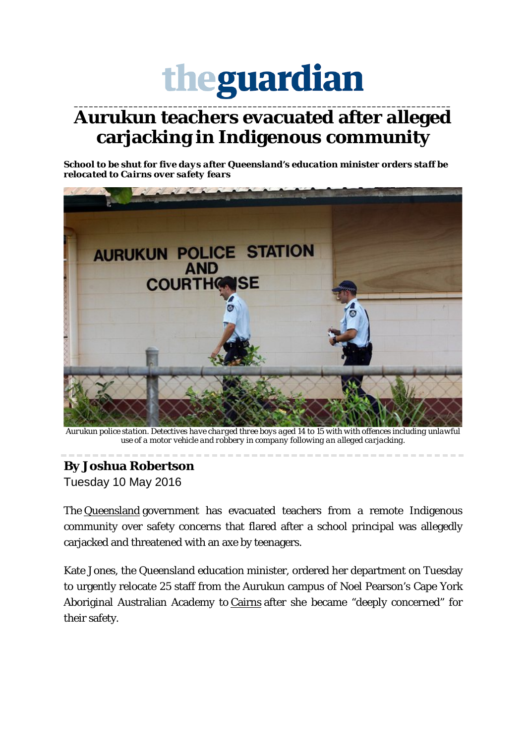# Aurukun teachers evacuated after alleged carjacking in Indigenous community

***School to be shut for five days after Queensland's education minister orders staff be relocated to Cairns over safety fears***

*Aurukun police station. Detectives have charged three boys aged 14 to 15 with with offences including unlawful use of a motor vehicle and robbery in company following an alleged carjacking.*

**By Joshua Robertson**
Tuesday 10 May 2016

The Queensland government has evacuated teachers from a remote Indigenous community over safety concerns that flared after a school principal was allegedly carjacked and threatened with an axe by teenagers.

Kate Jones, the Queensland education minister, ordered her department on Tuesday to urgently relocate 25 staff from the Aurukun campus of Noel Pearson's Cape York Aboriginal Australian Academy to Cairns after she became "deeply concerned" for their safety.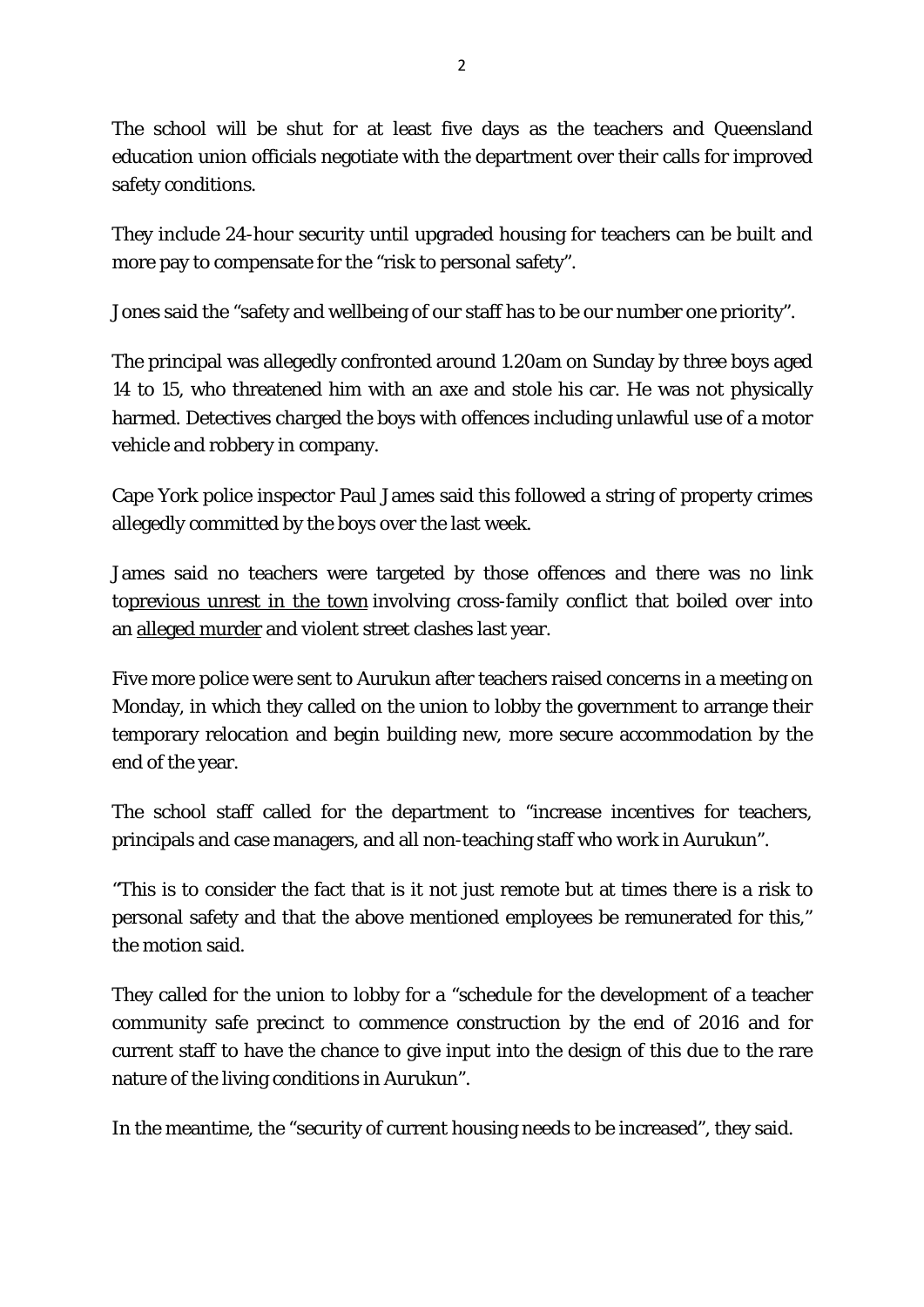The school will be shut for at least five days as the teachers and Queensland education union officials negotiate with the department over their calls for improved safety conditions.

They include 24-hour security until upgraded housing for teachers can be built and more pay to compensate for the "risk to personal safety".

Jones said the "safety and wellbeing of our staff has to be our number one priority".

The principal was allegedly confronted around 1.20am on Sunday by three boys aged 14 to 15, who threatened him with an axe and stole his car. He was not physically harmed. Detectives charged the boys with offences including unlawful use of a motor vehicle and robbery in company.

Cape York police inspector Paul James said this followed a string of property crimes allegedly committed by the boys over the last week.

James said no teachers were targeted by those offences and there was no link toprevious unrest in the town involving cross-family conflict that boiled over into an alleged murder and violent street clashes last year.

Five more police were sent to Aurukun after teachers raised concerns in a meeting on Monday, in which they called on the union to lobby the government to arrange their temporary relocation and begin building new, more secure accommodation by the end of the year.

The school staff called for the department to "increase incentives for teachers, principals and case managers, and all non-teaching staff who work in Aurukun".

"This is to consider the fact that is it not just remote but at times there is a risk to personal safety and that the above mentioned employees be remunerated for this," the motion said.

They called for the union to lobby for a "schedule for the development of a teacher community safe precinct to commence construction by the end of 2016 and for current staff to have the chance to give input into the design of this due to the rare nature of the living conditions in Aurukun".

In the meantime, the "security of current housing needs to be increased", they said.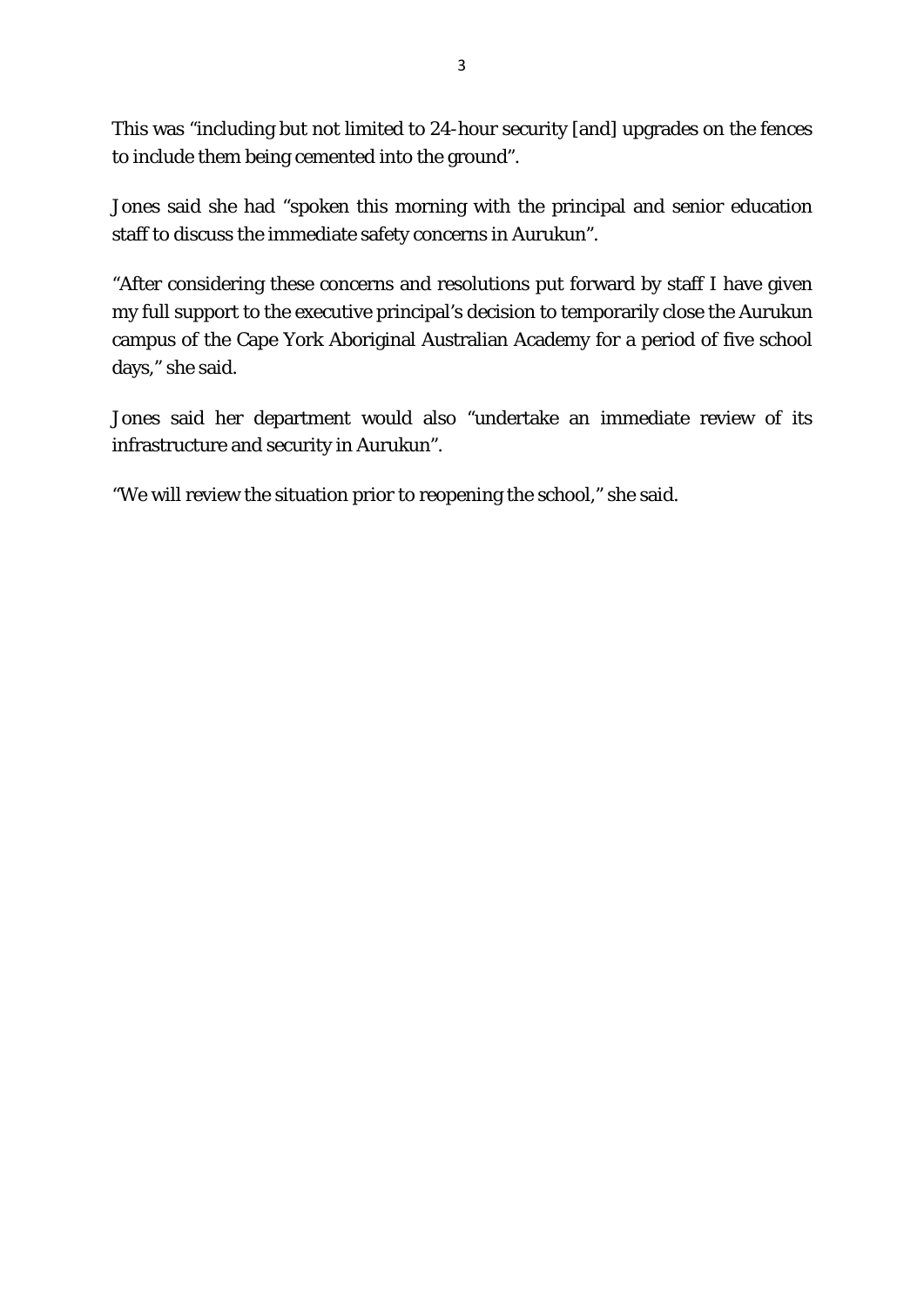This was "including but not limited to 24-hour security [and] upgrades on the fences to include them being cemented into the ground".

Jones said she had "spoken this morning with the principal and senior education staff to discuss the immediate safety concerns in Aurukun".

"After considering these concerns and resolutions put forward by staff I have given my full support to the executive principal's decision to temporarily close the Aurukun campus of the Cape York Aboriginal Australian Academy for a period of five school days," she said.

Jones said her department would also "undertake an immediate review of its infrastructure and security in Aurukun".

"We will review the situation prior to reopening the school," she said.